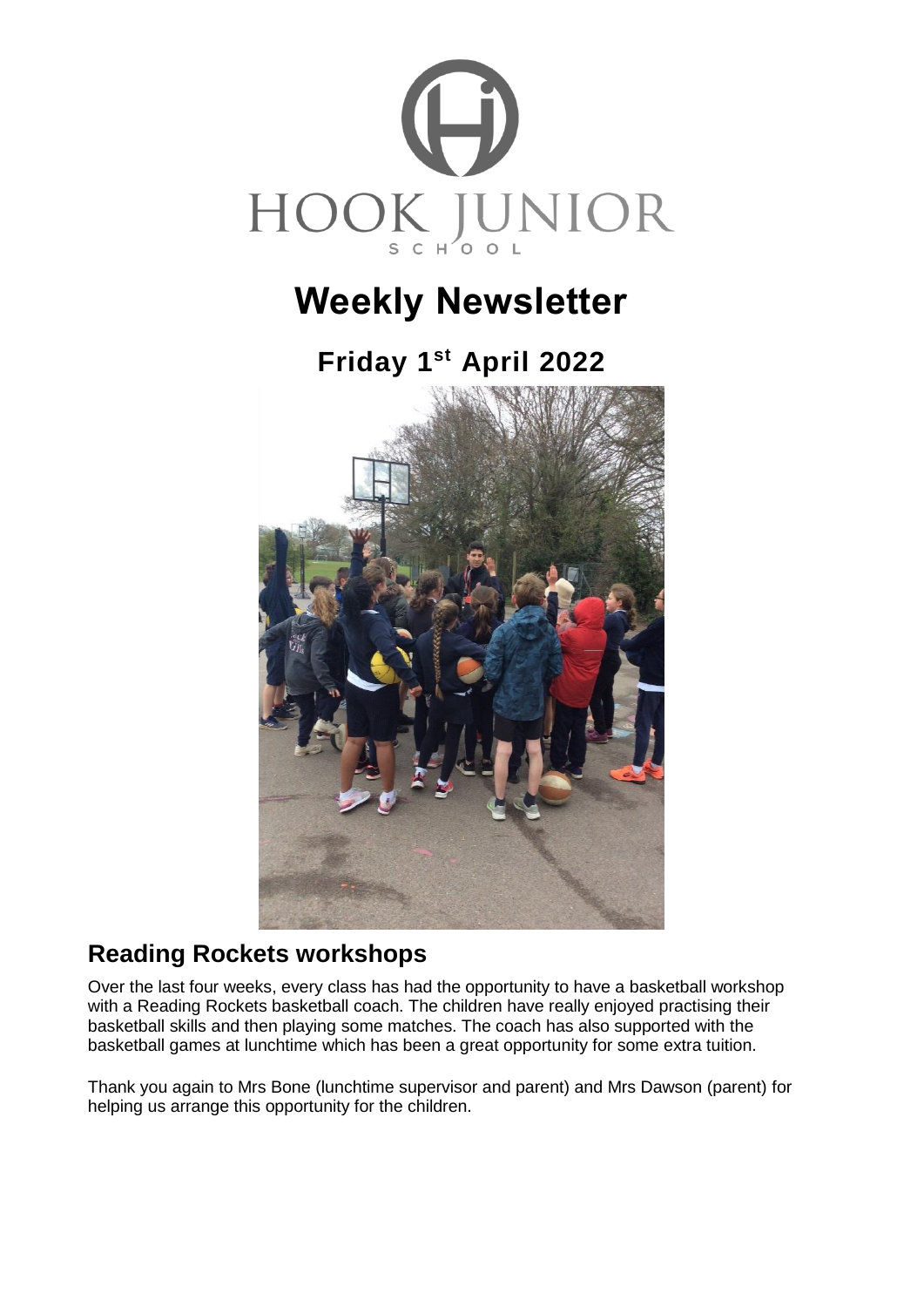HOOK JUNIOR SCHOOL

# Weekly Newsletter

## Friday 1st April 2022

## Reading Rockets workshops

Over the last four weeks, every class has had the opportunity to have a basketball workshop with a Reading Rockets basketball coach. The children have really enjoyed practising their basketball skills and then playing some matches. The coach has also supported with the basketball games at lunchtime which has been a great opportunity for some extra tuition.

Thank you again to Mrs Bone (lunchtime supervisor and parent) and Mrs Dawson (parent) for helping us arrange this opportunity for the children.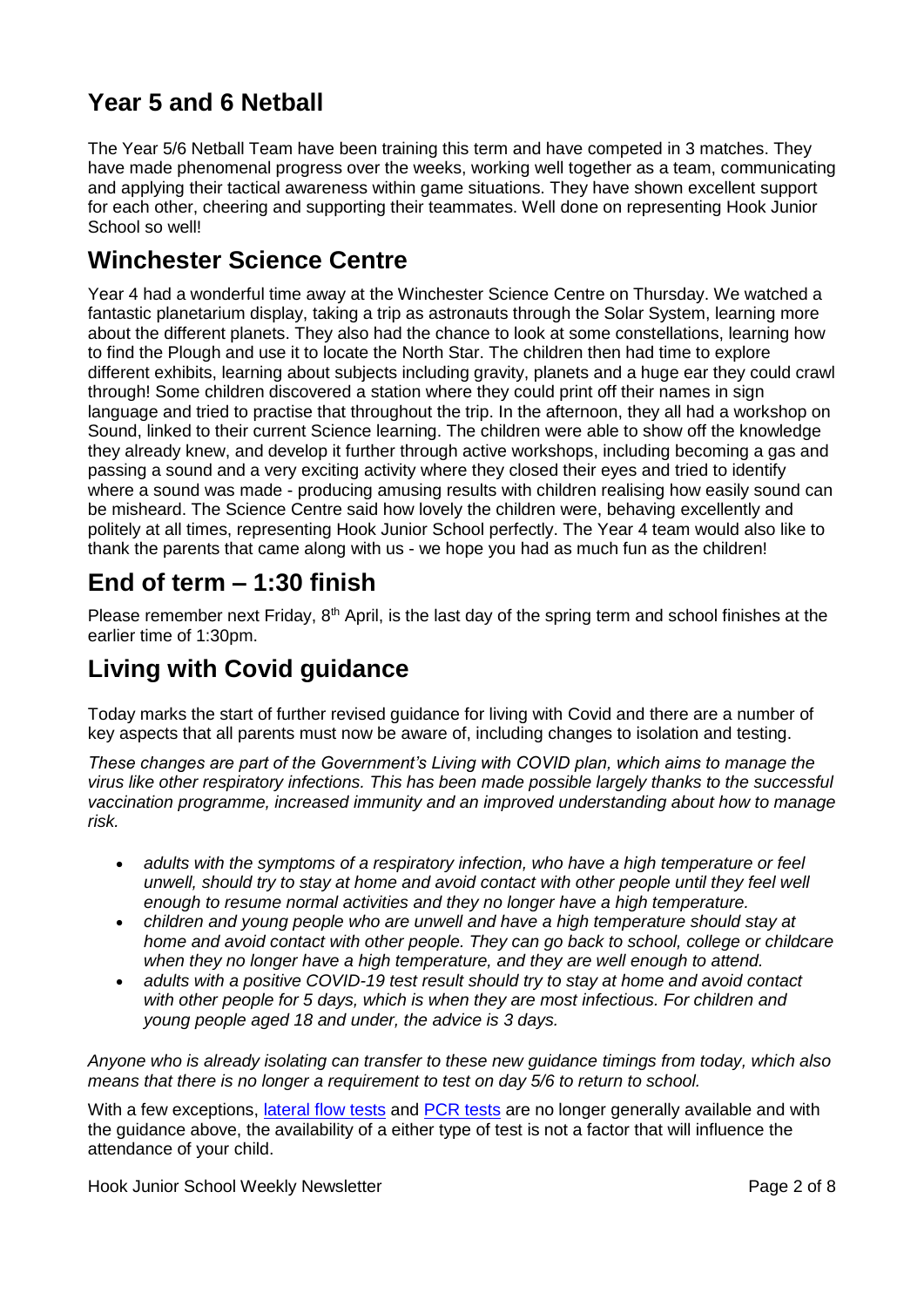## Year 5 and 6 Netball

The Year 5/6 Netball Team have been training this term and have competed in 3 matches. They have made phenomenal progress over the weeks, working well together as a team, communicating and applying their tactical awareness within game situations. They have shown excellent support for each other, cheering and supporting their teammates. Well done on representing Hook Junior School so well!

## Winchester Science Centre

Year 4 had a wonderful time away at the Winchester Science Centre on Thursday. We watched a fantastic planetarium display, taking a trip as astronauts through the Solar System, learning more about the different planets. They also had the chance to look at some constellations, learning how to find the Plough and use it to locate the North Star. The children then had time to explore different exhibits, learning about subjects including gravity, planets and a huge ear they could crawl through! Some children discovered a station where they could print off their names in sign language and tried to practise that throughout the trip. In the afternoon, they all had a workshop on Sound, linked to their current Science learning. The children were able to show off the knowledge they already knew, and develop it further through active workshops, including becoming a gas and passing a sound and a very exciting activity where they closed their eyes and tried to identify where a sound was made - producing amusing results with children realising how easily sound can be misheard. The Science Centre said how lovely the children were, behaving excellently and politely at all times, representing Hook Junior School perfectly. The Year 4 team would also like to thank the parents that came along with us - we hope you had as much fun as the children!

## End of term – 1:30 finish

Please remember next Friday, 8th April, is the last day of the spring term and school finishes at the earlier time of 1:30pm.

## Living with Covid guidance

Today marks the start of further revised guidance for living with Covid and there are a number of key aspects that all parents must now be aware of, including changes to isolation and testing.

*These changes are part of the Government's Living with COVID plan, which aims to manage the virus like other respiratory infections. This has been made possible largely thanks to the successful vaccination programme, increased immunity and an improved understanding about how to manage risk.*

- *adults with the symptoms of a respiratory infection, who have a high temperature or feel unwell, should try to stay at home and avoid contact with other people until they feel well enough to resume normal activities and they no longer have a high temperature.*
- *children and young people who are unwell and have a high temperature should stay at home and avoid contact with other people. They can go back to school, college or childcare when they no longer have a high temperature, and they are well enough to attend.*
- *adults with a positive COVID-19 test result should try to stay at home and avoid contact with other people for 5 days, which is when they are most infectious. For children and young people aged 18 and under, the advice is 3 days.*

*Anyone who is already isolating can transfer to these new guidance timings from today, which also means that there is no longer a requirement to test on day 5/6 to return to school.*

With a few exceptions, lateral flow tests and PCR tests are no longer generally available and with the guidance above, the availability of a either type of test is not a factor that will influence the attendance of your child.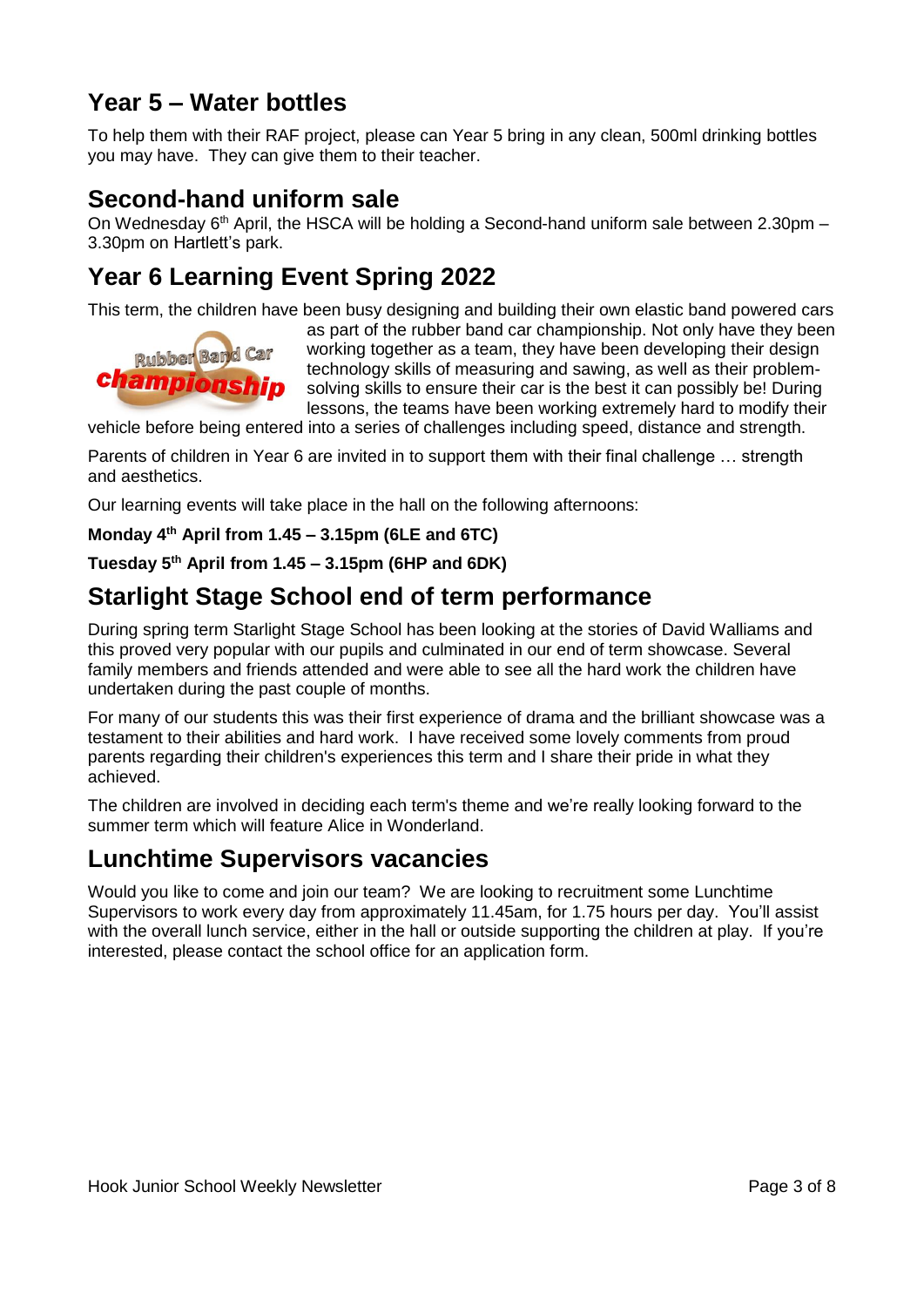## Year 5 – Water bottles

To help them with their RAF project, please can Year 5 bring in any clean, 500ml drinking bottles you may have. They can give them to their teacher.

## Second-hand uniform sale

On Wednesday 6th April, the HSCA will be holding a Second-hand uniform sale between 2.30pm – 3.30pm on Hartlett's park.

## Year 6 Learning Event Spring 2022

This term, the children have been busy designing and building their own elastic band powered cars as part of the rubber band car championship. Not only have they been working together as a team, they have been developing their design technology skills of measuring and sawing, as well as their problem-solving skills to ensure their car is the best it can possibly be! During lessons, the teams have been working extremely hard to modify their vehicle before being entered into a series of challenges including speed, distance and strength.

Parents of children in Year 6 are invited in to support them with their final challenge … strength and aesthetics.

Our learning events will take place in the hall on the following afternoons:

**Monday 4th April from 1.45 – 3.15pm (6LE and 6TC)**

**Tuesday 5th April from 1.45 – 3.15pm (6HP and 6DK)**

## Starlight Stage School end of term performance

During spring term Starlight Stage School has been looking at the stories of David Walliams and this proved very popular with our pupils and culminated in our end of term showcase. Several family members and friends attended and were able to see all the hard work the children have undertaken during the past couple of months.

For many of our students this was their first experience of drama and the brilliant showcase was a testament to their abilities and hard work. I have received some lovely comments from proud parents regarding their children's experiences this term and I share their pride in what they achieved.

The children are involved in deciding each term's theme and we're really looking forward to the summer term which will feature Alice in Wonderland.

## Lunchtime Supervisors vacancies

Would you like to come and join our team? We are looking to recruitment some Lunchtime Supervisors to work every day from approximately 11.45am, for 1.75 hours per day. You'll assist with the overall lunch service, either in the hall or outside supporting the children at play. If you're interested, please contact the school office for an application form.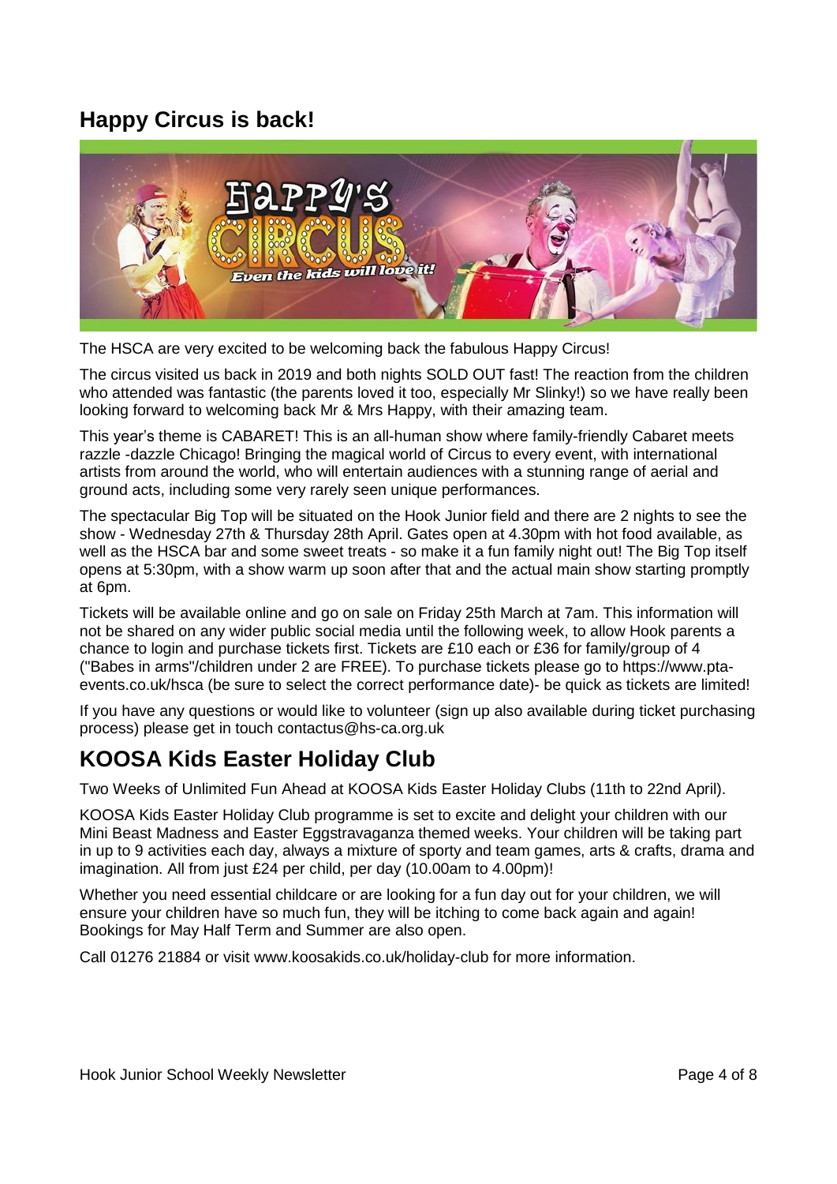## Happy Circus is back!

The HSCA are very excited to be welcoming back the fabulous Happy Circus!

The circus visited us back in 2019 and both nights SOLD OUT fast! The reaction from the children who attended was fantastic (the parents loved it too, especially Mr Slinky!) so we have really been looking forward to welcoming back Mr & Mrs Happy, with their amazing team.

This year's theme is CABARET! This is an all-human show where family-friendly Cabaret meets razzle -dazzle Chicago! Bringing the magical world of Circus to every event, with international artists from around the world, who will entertain audiences with a stunning range of aerial and ground acts, including some very rarely seen unique performances.

The spectacular Big Top will be situated on the Hook Junior field and there are 2 nights to see the show - Wednesday 27th & Thursday 28th April. Gates open at 4.30pm with hot food available, as well as the HSCA bar and some sweet treats - so make it a fun family night out! The Big Top itself opens at 5:30pm, with a show warm up soon after that and the actual main show starting promptly at 6pm.

Tickets will be available online and go on sale on Friday 25th March at 7am. This information will not be shared on any wider public social media until the following week, to allow Hook parents a chance to login and purchase tickets first. Tickets are £10 each or £36 for family/group of 4 ("Babes in arms"/children under 2 are FREE). To purchase tickets please go to https://www.pta-events.co.uk/hsca (be sure to select the correct performance date)- be quick as tickets are limited!

If you have any questions or would like to volunteer (sign up also available during ticket purchasing process) please get in touch contactus@hs-ca.org.uk

## KOOSA Kids Easter Holiday Club

Two Weeks of Unlimited Fun Ahead at KOOSA Kids Easter Holiday Clubs (11th to 22nd April).

KOOSA Kids Easter Holiday Club programme is set to excite and delight your children with our Mini Beast Madness and Easter Eggstravaganza themed weeks. Your children will be taking part in up to 9 activities each day, always a mixture of sporty and team games, arts & crafts, drama and imagination. All from just £24 per child, per day (10.00am to 4.00pm)!

Whether you need essential childcare or are looking for a fun day out for your children, we will ensure your children have so much fun, they will be itching to come back again and again! Bookings for May Half Term and Summer are also open.

Call 01276 21884 or visit www.koosakids.co.uk/holiday-club for more information.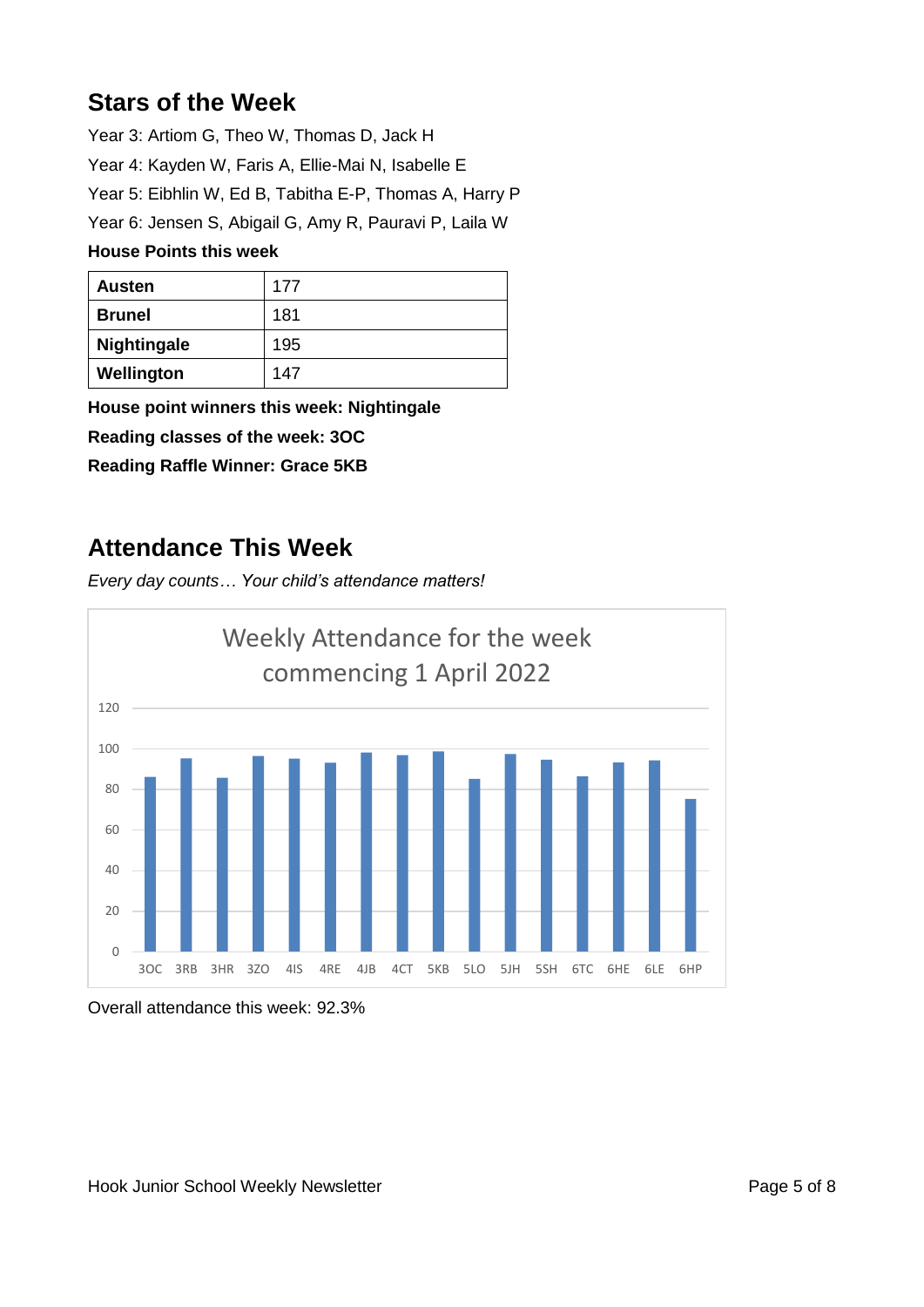## Stars of the Week

Year 3: Artiom G, Theo W, Thomas D, Jack H

Year 4: Kayden W, Faris A, Ellie-Mai N, Isabelle E

Year 5: Eibhlin W, Ed B, Tabitha E-P, Thomas A, Harry P

Year 6: Jensen S, Abigail G, Amy R, Pauravi P, Laila W

**House Points this week**

| House | Points |
|---|---|
| **Austen** | 177 |
| **Brunel** | 181 |
| **Nightingale** | 195 |
| **Wellington** | 147 |

**House point winners this week: Nightingale**

**Reading classes of the week: 3OC**

**Reading Raffle Winner: Grace 5KB**

## Attendance This Week

*Every day counts… Your child's attendance matters!*

Weekly Attendance for the week commencing 1 April 2022

Overall attendance this week: 92.3%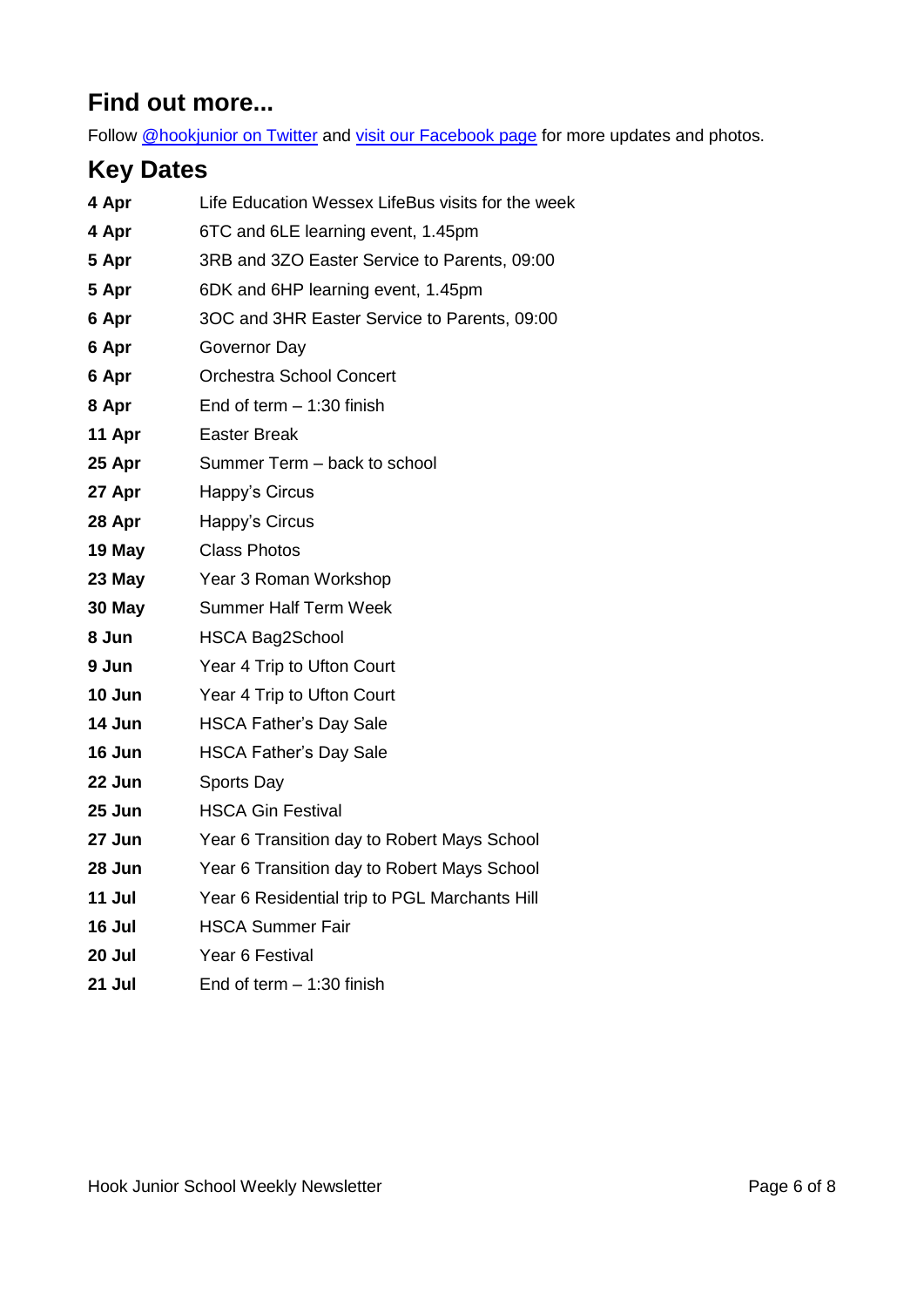## Find out more...

Follow @hookjunior on Twitter and visit our Facebook page for more updates and photos.

## Key Dates

| | |
|---|---|
| **4 Apr** | Life Education Wessex LifeBus visits for the week |
| **4 Apr** | 6TC and 6LE learning event, 1.45pm |
| **5 Apr** | 3RB and 3ZO Easter Service to Parents, 09:00 |
| **5 Apr** | 6DK and 6HP learning event, 1.45pm |
| **6 Apr** | 3OC and 3HR Easter Service to Parents, 09:00 |
| **6 Apr** | Governor Day |
| **6 Apr** | Orchestra School Concert |
| **8 Apr** | End of term – 1:30 finish |
| **11 Apr** | Easter Break |
| **25 Apr** | Summer Term – back to school |
| **27 Apr** | Happy's Circus |
| **28 Apr** | Happy's Circus |
| **19 May** | Class Photos |
| **23 May** | Year 3 Roman Workshop |
| **30 May** | Summer Half Term Week |
| **8 Jun** | HSCA Bag2School |
| **9 Jun** | Year 4 Trip to Ufton Court |
| **10 Jun** | Year 4 Trip to Ufton Court |
| **14 Jun** | HSCA Father's Day Sale |
| **16 Jun** | HSCA Father's Day Sale |
| **22 Jun** | Sports Day |
| **25 Jun** | HSCA Gin Festival |
| **27 Jun** | Year 6 Transition day to Robert Mays School |
| **28 Jun** | Year 6 Transition day to Robert Mays School |
| **11 Jul** | Year 6 Residential trip to PGL Marchants Hill |
| **16 Jul** | HSCA Summer Fair |
| **20 Jul** | Year 6 Festival |
| **21 Jul** | End of term – 1:30 finish |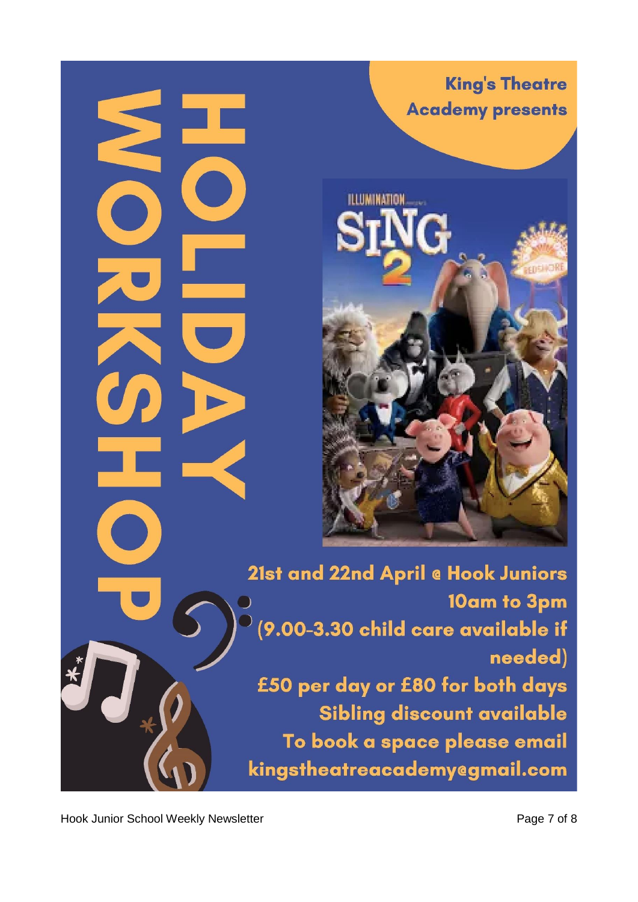King's Theatre Academy presents

# HOLIDAY WORKSHOP

21st and 22nd April @ Hook Juniors
10am to 3pm
(9.00-3.30 child care available if needed)
£50 per day or £80 for both days
Sibling discount available
To book a space please email
kingstheatreacademy@gmail.com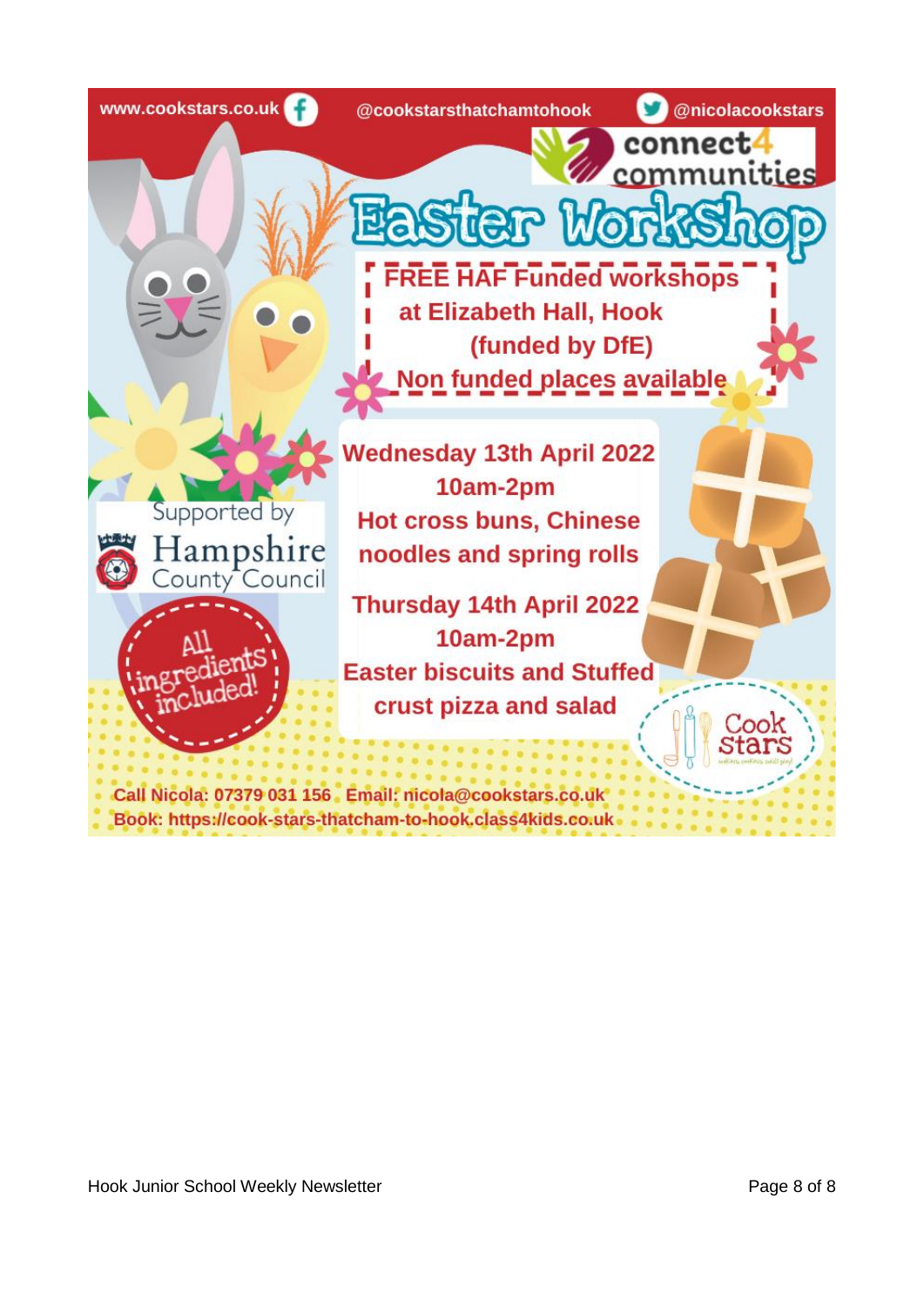www.cookstars.co.uk @cookstarsthatchamtohook @nicolacookstars

connect4 communities

# Easter Workshop

**FREE HAF Funded workshops at Elizabeth Hall, Hook (funded by DfE)**

**Non funded places available**

**Wednesday 13th April 2022**
**10am-2pm**
**Hot cross buns, Chinese noodles and spring rolls**

**Thursday 14th April 2022**
**10am-2pm**
**Easter biscuits and Stuffed crust pizza and salad**

Supported by Hampshire County Council

All ingredients included!

Cook Stars

**Call Nicola: 07379 031 156 Email: nicola@cookstars.co.uk**
**Book: https://cook-stars-thatcham-to-hook.class4kids.co.uk**